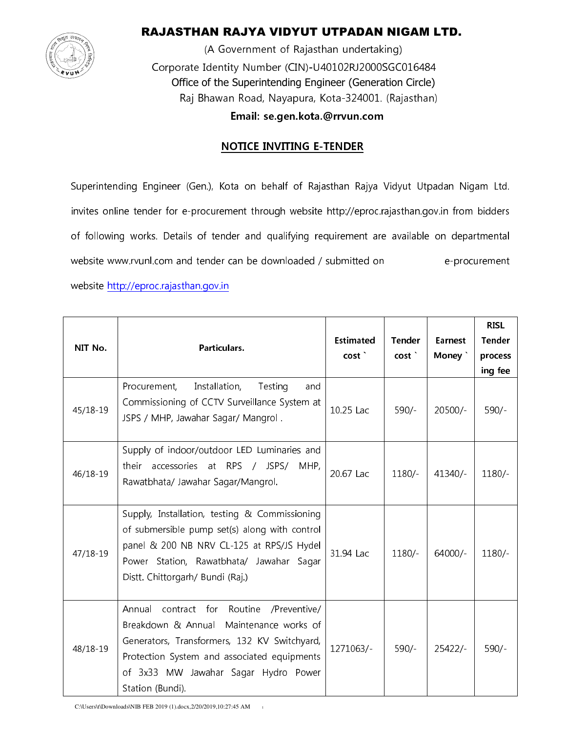# RAJASTHAN RAJYA VIDYUT UTPADAN NIGAM LTD.

(A Government of Rajasthan undertaking)

Corporate Identity Number (CIN)-U40102RJ2000SGC016484

Office of the Superintending Engineer (Generation Circle)

Raj Bhawan Road, Nayapura, Kota-324001. (Rajasthan)

**Email: se.gen.kota.@rrvun.com**

## NOTICE INVITING E-TENDER

Superintending Engineer (Gen.), Kota on behalf of Rajasthan Rajya Vidyut Utpadan Nigam Ltd. invites online tender for e-procurement through website http://eproc.rajasthan.gov.in from bidders of following works. Details of tender and qualifying requirement are available on departmental website www.rvunl.com and tender can be downloaded / submitted on e-procurement website http://eproc.rajasthan.gov.in

| NIT No. | Particulars. | Estimated cost ` | Tender cost ` | Earnest Money ` | RISL Tender processing fee |
|---|---|---|---|---|---|
| 45/18-19 | Procurement, Installation, Testing and Commissioning of CCTV Surveillance System at JSPS / MHP, Jawahar Sagar/ Mangrol . | 10.25 Lac | 590/- | 20500/- | 590/- |
| 46/18-19 | Supply of indoor/outdoor LED Luminaries and their accessories at RPS / JSPS/ MHP, Rawatbhata/ Jawahar Sagar/Mangrol. | 20.67 Lac | 1180/- | 41340/- | 1180/- |
| 47/18-19 | Supply, Installation, testing & Commissioning of submersible pump set(s) along with control panel & 200 NB NRV CL-125 at RPS/JS Hydel Power Station, Rawatbhata/ Jawahar Sagar Distt. Chittorgarh/ Bundi (Raj.) | 31.94 Lac | 1180/- | 64000/- | 1180/- |
| 48/18-19 | Annual contract for Routine /Preventive/ Breakdown & Annual Maintenance works of Generators, Transformers, 132 KV Switchyard, Protection System and associated equipments of 3x33 MW Jawahar Sagar Hydro Power Station (Bundi). | 1271063/- | 590/- | 25422/- | 590/- |

C:\Users\t\Downloads\NIB FEB 2019 (1).docx,2/20/2019,10:27:45 AM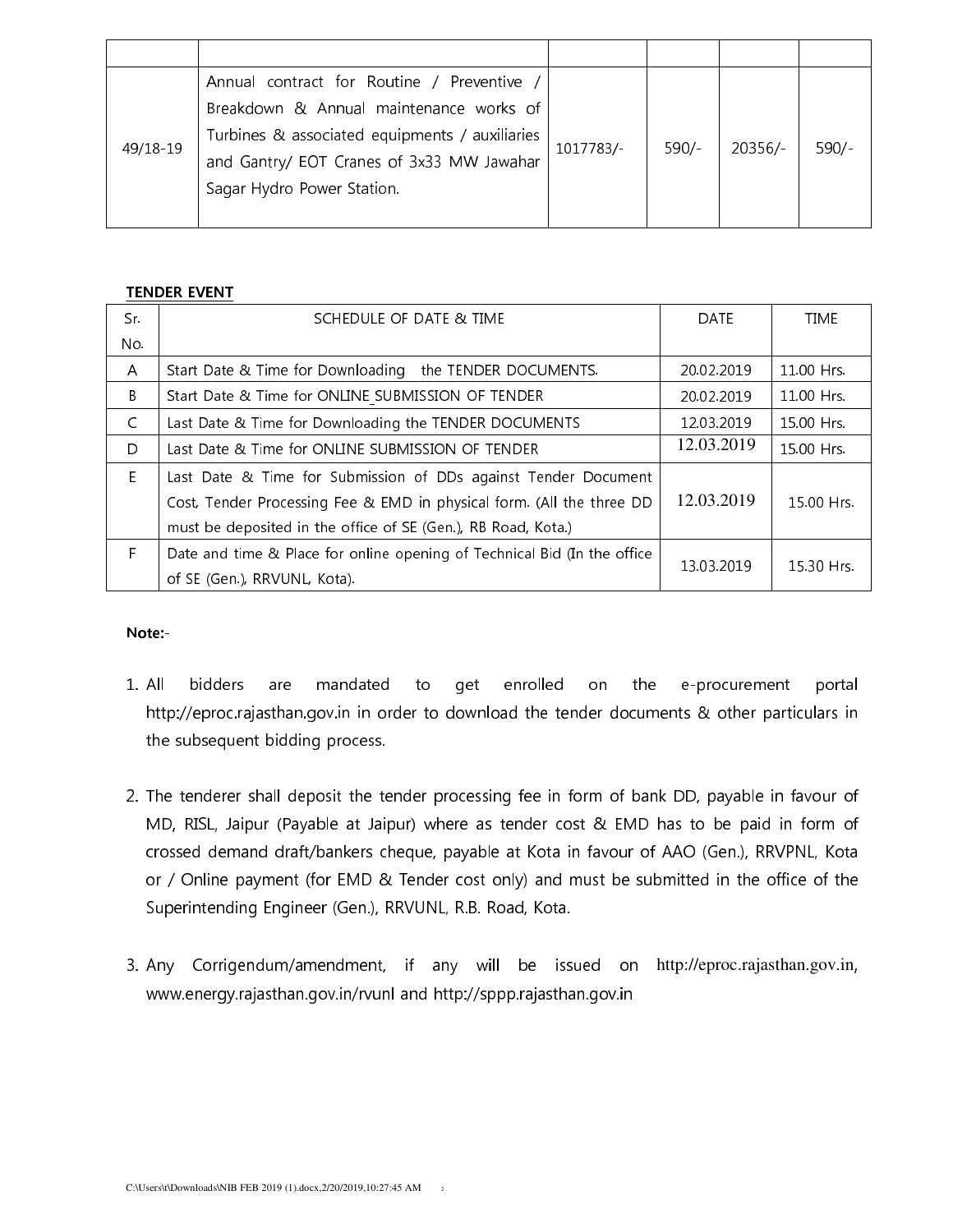| | | | | | |
|---|---|---|---|---|---|
| 49/18-19 | Annual contract for Routine / Preventive / Breakdown & Annual maintenance works of Turbines & associated equipments / auxiliaries and Gantry/ EOT Cranes of 3x33 MW Jawahar Sagar Hydro Power Station. | 1017783/- | 590/- | 20356/- | 590/- |

**TENDER EVENT**

| Sr. No. | SCHEDULE OF DATE & TIME | DATE | TIME |
|---|---|---|---|
| A | Start Date & Time for Downloading the TENDER DOCUMENTS. | 20.02.2019 | 11.00 Hrs. |
| B | Start Date & Time for ONLINE_SUBMISSION OF TENDER | 20.02.2019 | 11.00 Hrs. |
| C | Last Date & Time for Downloading the TENDER DOCUMENTS | 12.03.2019 | 15.00 Hrs. |
| D | Last Date & Time for ONLINE SUBMISSION OF TENDER | 12.03.2019 | 15.00 Hrs. |
| E | Last Date & Time for Submission of DDs against Tender Document Cost, Tender Processing Fee & EMD in physical form. (All the three DD must be deposited in the office of SE (Gen.), RB Road, Kota.) | 12.03.2019 | 15.00 Hrs. |
| F | Date and time & Place for online opening of Technical Bid (In the office of SE (Gen.), RRVUNL, Kota). | 13.03.2019 | 15.30 Hrs. |

**Note:-**

1. All bidders are mandated to get enrolled on the e-procurement portal http://eproc.rajasthan.gov.in in order to download the tender documents & other particulars in the subsequent bidding process.

2. The tenderer shall deposit the tender processing fee in form of bank DD, payable in favour of MD, RISL, Jaipur (Payable at Jaipur) where as tender cost & EMD has to be paid in form of crossed demand draft/bankers cheque, payable at Kota in favour of AAO (Gen.), RRVPNL, Kota or / Online payment (for EMD & Tender cost only) and must be submitted in the office of the Superintending Engineer (Gen.), RRVUNL, R.B. Road, Kota.

3. Any Corrigendum/amendment, if any will be issued on http://eproc.rajasthan.gov.in, www.energy.rajasthan.gov.in/rvunl and http://sppp.rajasthan.gov.in

C:\Users\t\Downloads\NIB FEB 2019 (1).docx,2/20/2019,10:27:45 AM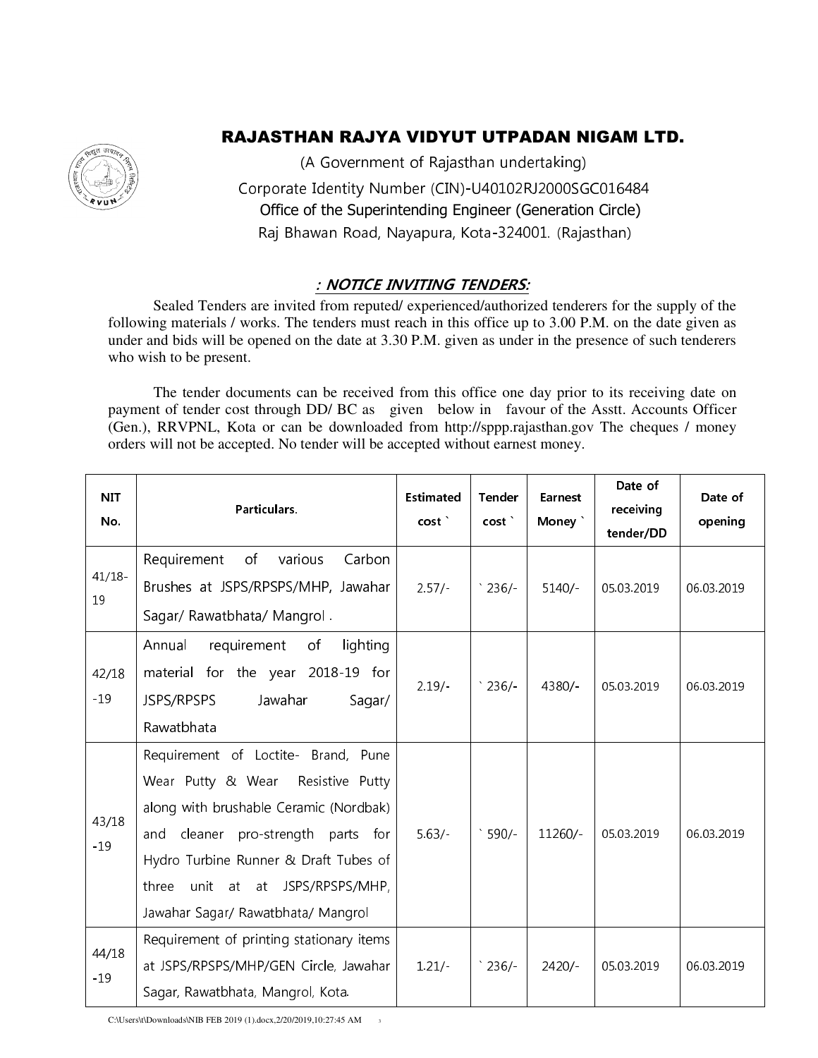# RAJASTHAN RAJYA VIDYUT UTPADAN NIGAM LTD.

(A Government of Rajasthan undertaking)

Corporate Identity Number (CIN)-U40102RJ2000SGC016484

Office of the Superintending Engineer (Generation Circle)

Raj Bhawan Road, Nayapura, Kota-324001. (Rajasthan)

## *: NOTICE INVITING TENDERS:*

Sealed Tenders are invited from reputed/ experienced/authorized tenderers for the supply of the following materials / works. The tenders must reach in this office up to 3.00 P.M. on the date given as under and bids will be opened on the date at 3.30 P.M. given as under in the presence of such tenderers who wish to be present.

The tender documents can be received from this office one day prior to its receiving date on payment of tender cost through DD/ BC as given below in favour of the Asstt. Accounts Officer (Gen.), RRVPNL, Kota or can be downloaded from http://sppp.rajasthan.gov The cheques / money orders will not be accepted. No tender will be accepted without earnest money.

| NIT No. | Particulars. | Estimated cost ` | Tender cost ` | Earnest Money ` | Date of receiving tender/DD | Date of opening |
|---|---|---|---|---|---|---|
| 41/18-19 | Requirement of various Carbon Brushes at JSPS/RPSPS/MHP, Jawahar Sagar/ Rawatbhata/ Mangrol . | 2.57/- | ` 236/- | 5140/- | 05.03.2019 | 06.03.2019 |
| 42/18-19 | Annual requirement of lighting material for the year 2018-19 for JSPS/RPSPS Jawahar Sagar/ Rawatbhata | 2.19/- | ` 236/- | 4380/- | 05.03.2019 | 06.03.2019 |
| 43/18-19 | Requirement of Loctite- Brand, Pune Wear Putty & Wear Resistive Putty along with brushable Ceramic (Nordbak) and cleaner pro-strength parts for Hydro Turbine Runner & Draft Tubes of three unit at at JSPS/RPSPS/MHP, Jawahar Sagar/ Rawatbhata/ Mangrol | 5.63/- | ` 590/- | 11260/- | 05.03.2019 | 06.03.2019 |
| 44/18-19 | Requirement of printing stationary items at JSPS/RPSPS/MHP/GEN Circle, Jawahar Sagar, Rawatbhata, Mangrol, Kota. | 1.21/- | ` 236/- | 2420/- | 05.03.2019 | 06.03.2019 |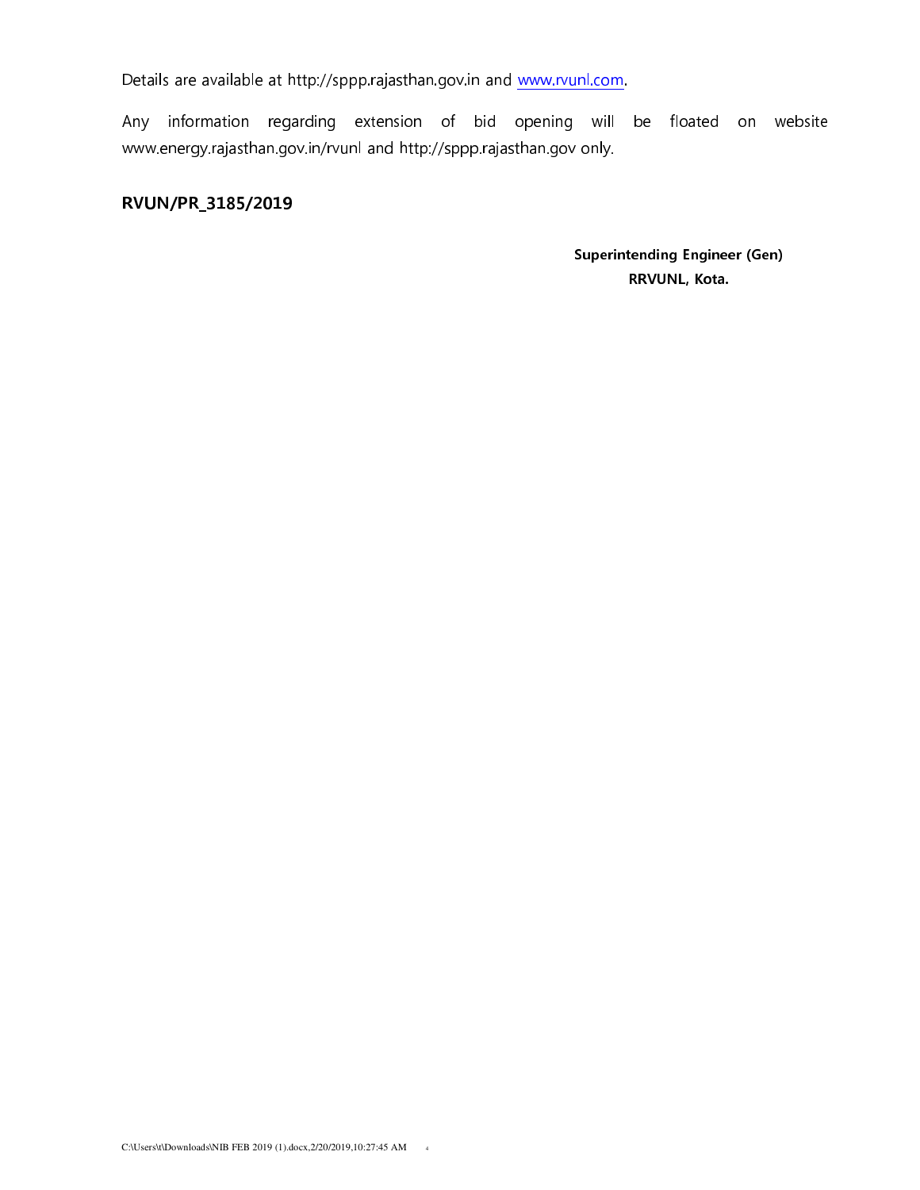Details are available at http://sppp.rajasthan.gov.in and [www.rvunl.com](www.rvunl.com).

Any information regarding extension of bid opening will be floated on website www.energy.rajasthan.gov.in/rvunl and http://sppp.rajasthan.gov only.

**RVUN/PR_3185/2019**

**Superintending Engineer (Gen)**
**RRVUNL, Kota.**